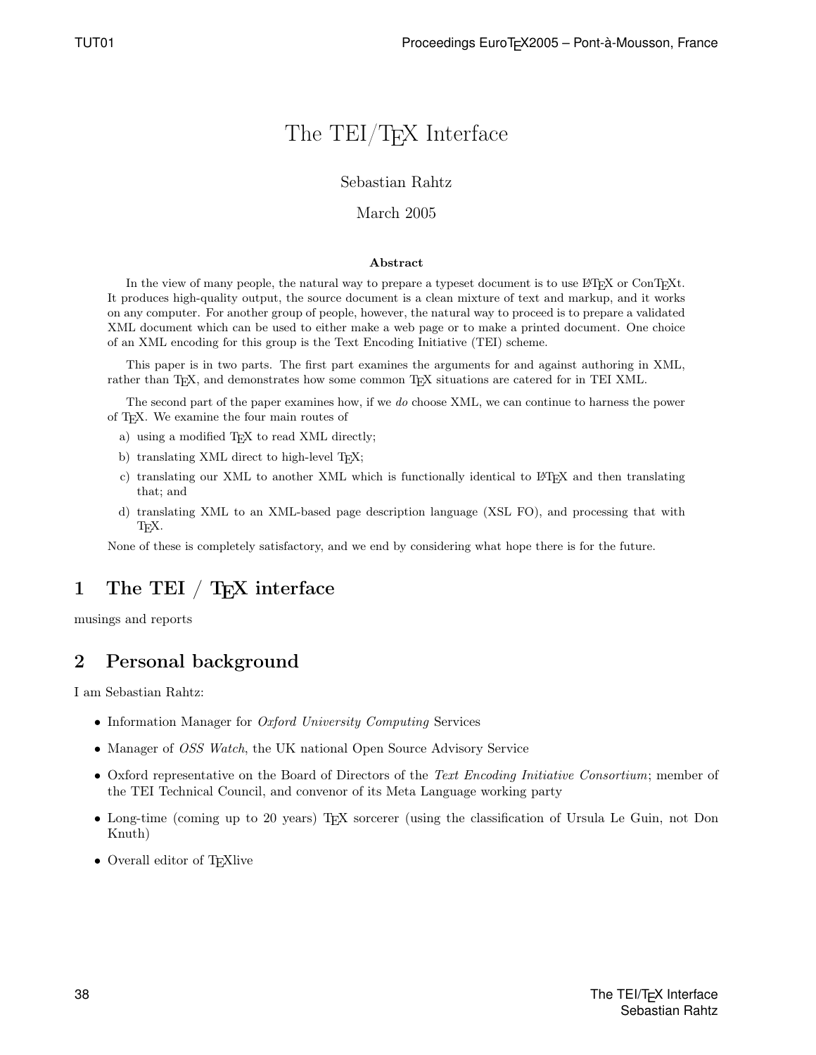# The TEI/TEX Interface

Sebastian Rahtz

March 2005

**Abstract**

In the view of many people, the natural way to prepare a typeset document is to use LaTeX or ConTEXt. It produces high-quality output, the source document is a clean mixture of text and markup, and it works on any computer. For another group of people, however, the natural way to proceed is to prepare a validated XML document which can be used to either make a web page or to make a printed document. One choice of an XML encoding for this group is the Text Encoding Initiative (TEI) scheme.

This paper is in two parts. The first part examines the arguments for and against authoring in XML, rather than TEX, and demonstrates how some common TEX situations are catered for in TEI XML.

The second part of the paper examines how, if we *do* choose XML, we can continue to harness the power of TEX. We examine the four main routes of

a) using a modified TEX to read XML directly;

b) translating XML direct to high-level TEX;

c) translating our XML to another XML which is functionally identical to LaTeX and then translating that; and

d) translating XML to an XML-based page description language (XSL FO), and processing that with TEX.

None of these is completely satisfactory, and we end by considering what hope there is for the future.

## 1 The TEI / TEX interface

musings and reports

## 2 Personal background

I am Sebastian Rahtz:

- Information Manager for *Oxford University Computing* Services
- Manager of *OSS Watch*, the UK national Open Source Advisory Service
- Oxford representative on the Board of Directors of the *Text Encoding Initiative Consortium*; member of the TEI Technical Council, and convenor of its Meta Language working party
- Long-time (coming up to 20 years) TEX sorcerer (using the classification of Ursula Le Guin, not Don Knuth)
- Overall editor of TEXlive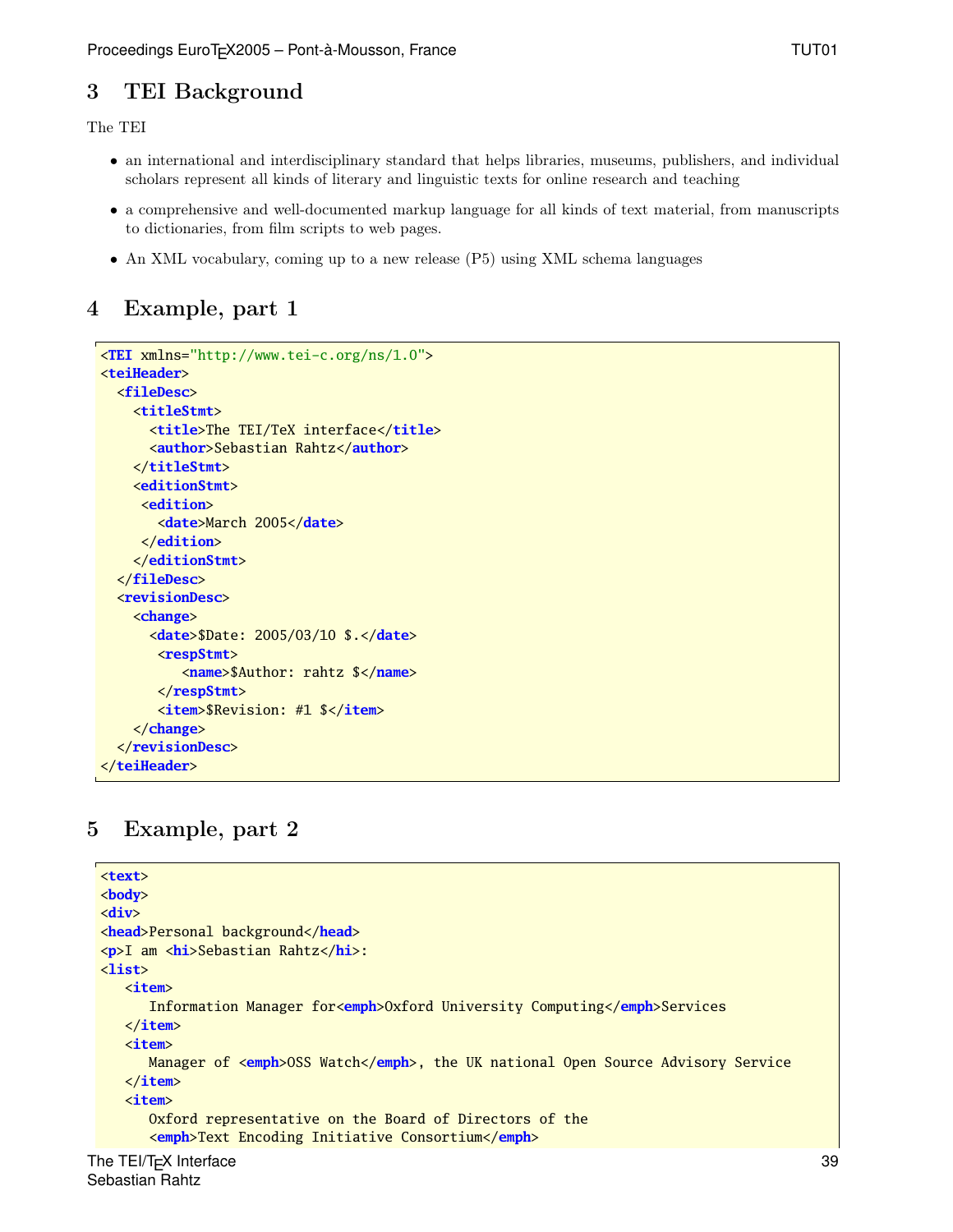## 3 TEI Background

The TEI

- an international and interdisciplinary standard that helps libraries, museums, publishers, and individual scholars represent all kinds of literary and linguistic texts for online research and teaching
- a comprehensive and well-documented markup language for all kinds of text material, from manuscripts to dictionaries, from film scripts to web pages.
- An XML vocabulary, coming up to a new release (P5) using XML schema languages

## 4 Example, part 1

```
<TEI xmlns="http://www.tei-c.org/ns/1.0">
<teiHeader>
  <fileDesc>
    <titleStmt>
      <title>The TEI/TeX interface</title>
      <author>Sebastian Rahtz</author>
    </titleStmt>
    <editionStmt>
     <edition>
       <date>March 2005</date>
     </edition>
    </editionStmt>
  </fileDesc>
  <revisionDesc>
    <change>
      <date>$Date: 2005/03/10 $.</date>
       <respStmt>
          <name>$Author: rahtz $</name>
       </respStmt>
       <item>$Revision: #1 $</item>
    </change>
  </revisionDesc>
</teiHeader>
```

## 5 Example, part 2

```
<text>
<body>
<div>
<head>Personal background</head>
<p>I am <hi>Sebastian Rahtz</hi>:
<list>
   <item>
      Information Manager for<emph>Oxford University Computing</emph>Services
   </item>
   <item>
      Manager of <emph>OSS Watch</emph>, the UK national Open Source Advisory Service
   </item>
   <item>
      Oxford representative on the Board of Directors of the
      <emph>Text Encoding Initiative Consortium</emph>
```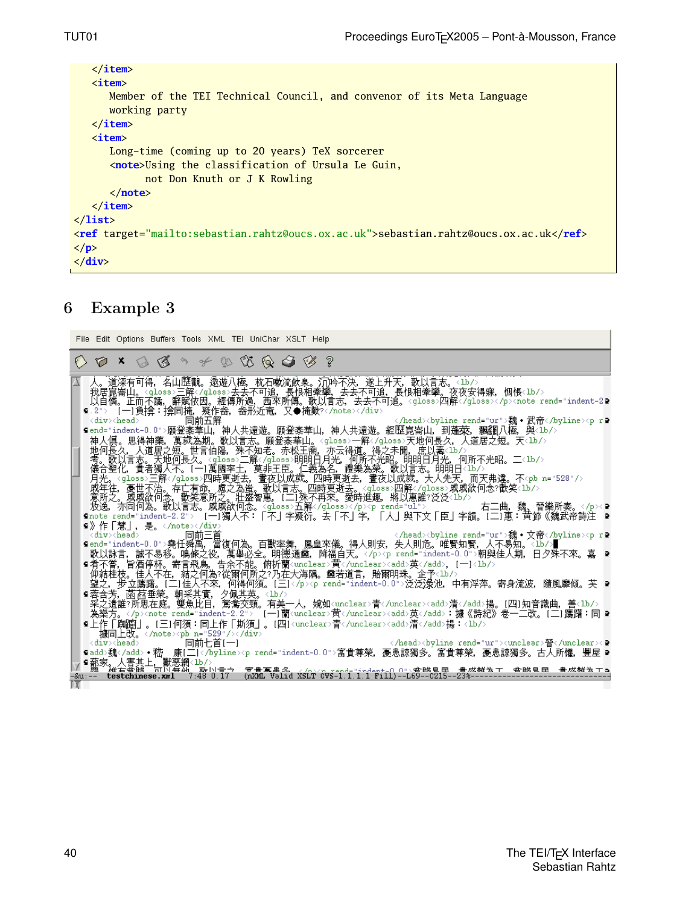```
    </item>
    <item>
       Member of the TEI Technical Council, and convenor of its Meta Language
       working party
    </item>
    <item>
       Long-time (coming up to 20 years) TeX sorcerer
       <note>Using the classification of Ursula Le Guin,
             not Don Knuth or J K Rowling
       </note>
    </item>
</list>
<ref target="mailto:sebastian.rahtz@oucs.ox.ac.uk">sebastian.rahtz@oucs.ox.ac.uk</ref>
</p>
</div>
```

## 6 Example 3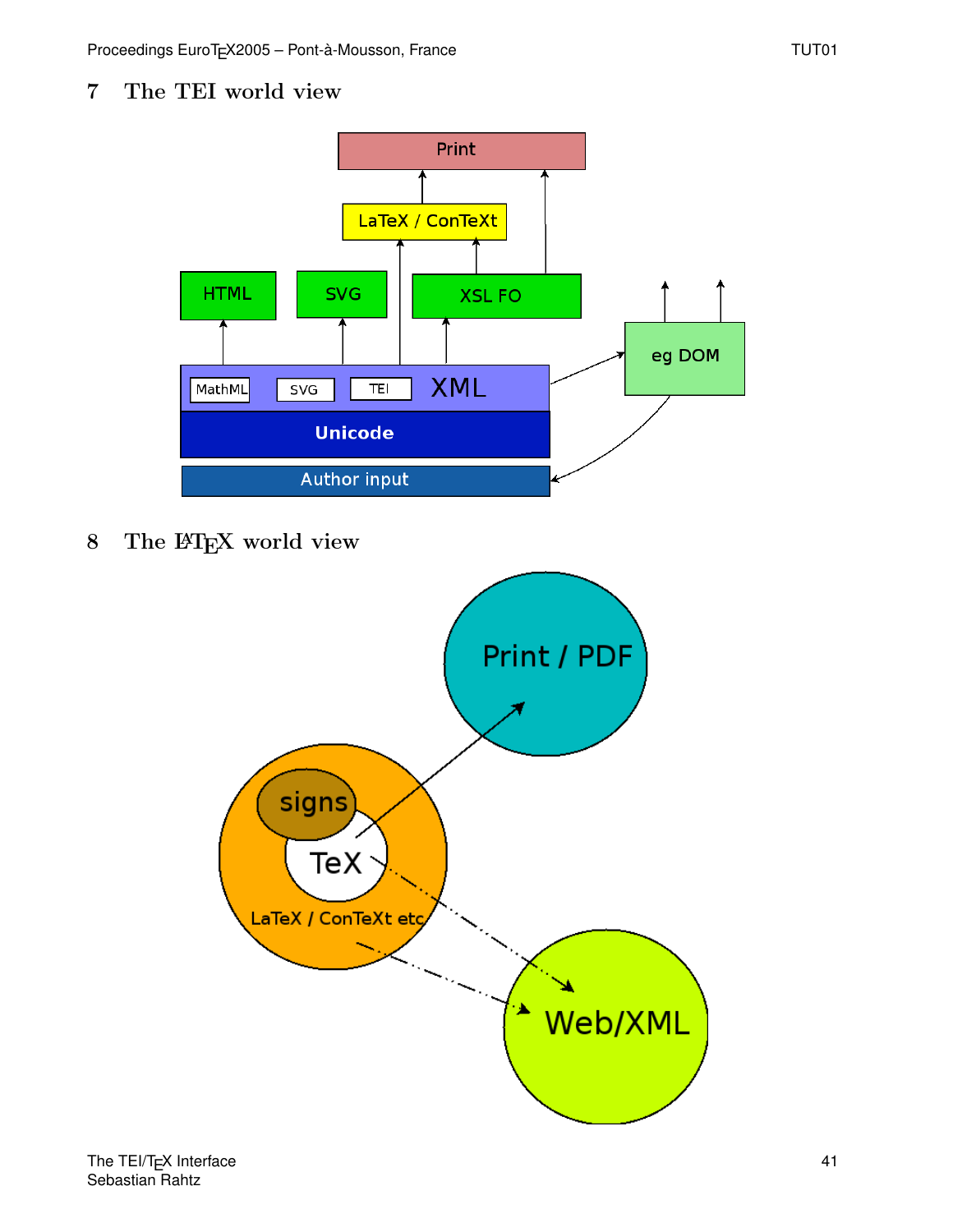## 7 The TEI world view

## 8 The LaTeX world view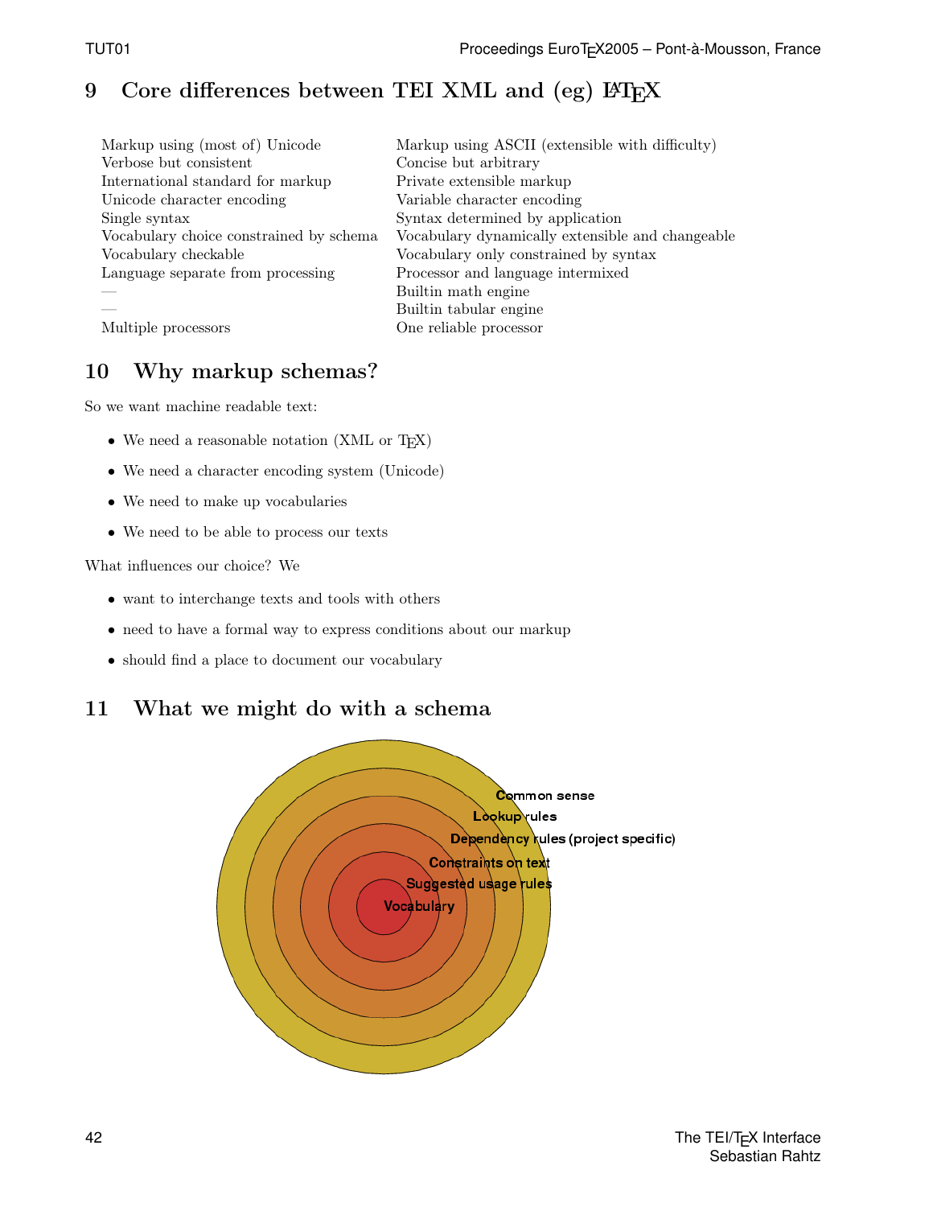## 9 Core differences between TEI XML and (eg) LaTeX

| | |
|---|---|
| Markup using (most of) Unicode | Markup using ASCII (extensible with difficulty) |
| Verbose but consistent | Concise but arbitrary |
| International standard for markup | Private extensible markup |
| Unicode character encoding | Variable character encoding |
| Single syntax | Syntax determined by application |
| Vocabulary choice constrained by schema | Vocabulary dynamically extensible and changeable |
| Vocabulary checkable | Vocabulary only constrained by syntax |
| Language separate from processing | Processor and language intermixed |
| — | Builtin math engine |
| — | Builtin tabular engine |
| Multiple processors | One reliable processor |

## 10 Why markup schemas?

So we want machine readable text:

- We need a reasonable notation (XML or TeX)
- We need a character encoding system (Unicode)
- We need to make up vocabularies
- We need to be able to process our texts

What influences our choice? We

- want to interchange texts and tools with others
- need to have a formal way to express conditions about our markup
- should find a place to document our vocabulary

## 11 What we might do with a schema

Common sense
Lookup rules
Dependency rules (project specific)
Constraints on text
Suggested usage rules
Vocabulary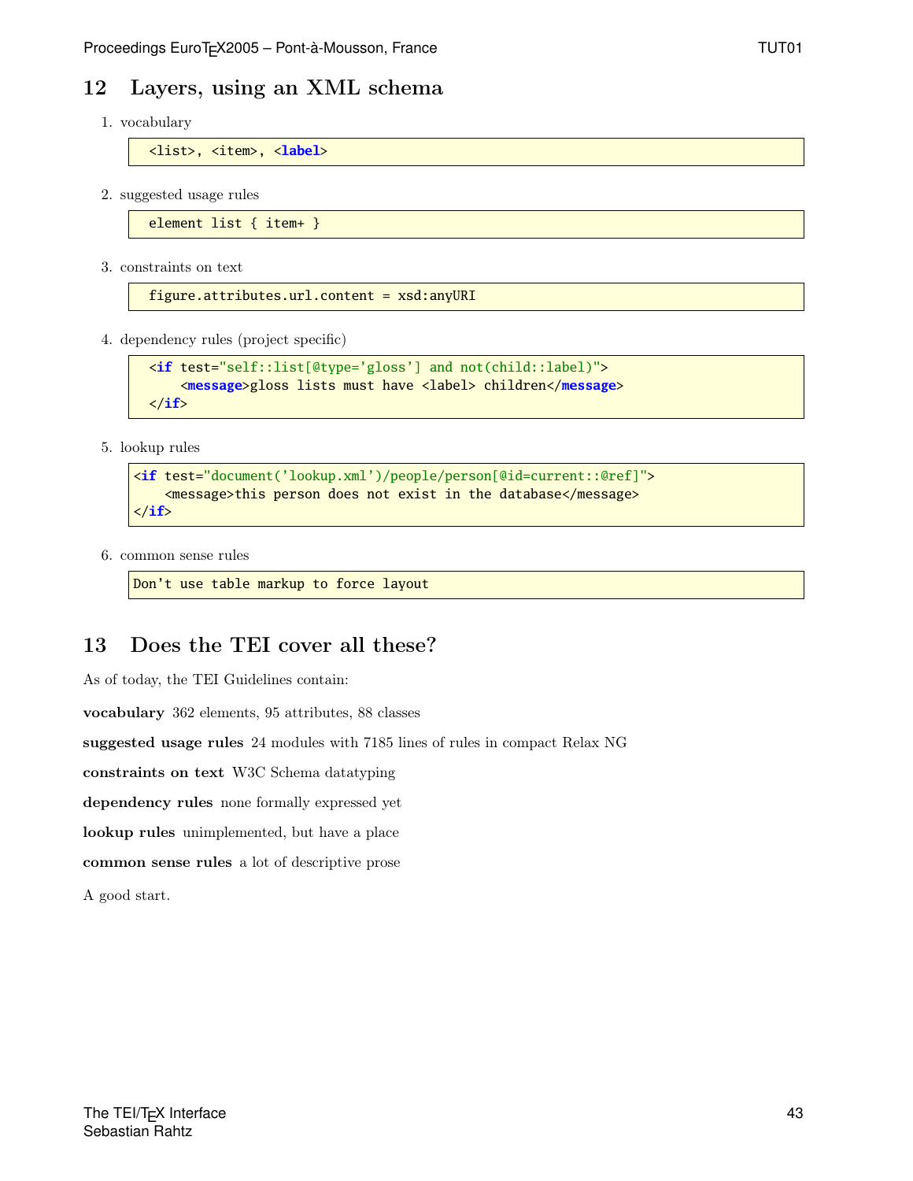## 12 Layers, using an XML schema

1. vocabulary

```
<list>, <item>, <label>
```

2. suggested usage rules

```
element list { item+ }
```

3. constraints on text

```
figure.attributes.url.content = xsd:anyURI
```

4. dependency rules (project specific)

```
<if test="self::list[@type='gloss'] and not(child::label)">
   <message>gloss lists must have <label> children</message>
</if>
```

5. lookup rules

```
<if test="document('lookup.xml')/people/person[@id=current::@ref]">
    <message>this person does not exist in the database</message>
</if>
```

6. common sense rules

```
Don't use table markup to force layout
```

## 13 Does the TEI cover all these?

As of today, the TEI Guidelines contain:

**vocabulary** 362 elements, 95 attributes, 88 classes

**suggested usage rules** 24 modules with 7185 lines of rules in compact Relax NG

**constraints on text** W3C Schema datatyping

**dependency rules** none formally expressed yet

**lookup rules** unimplemented, but have a place

**common sense rules** a lot of descriptive prose

A good start.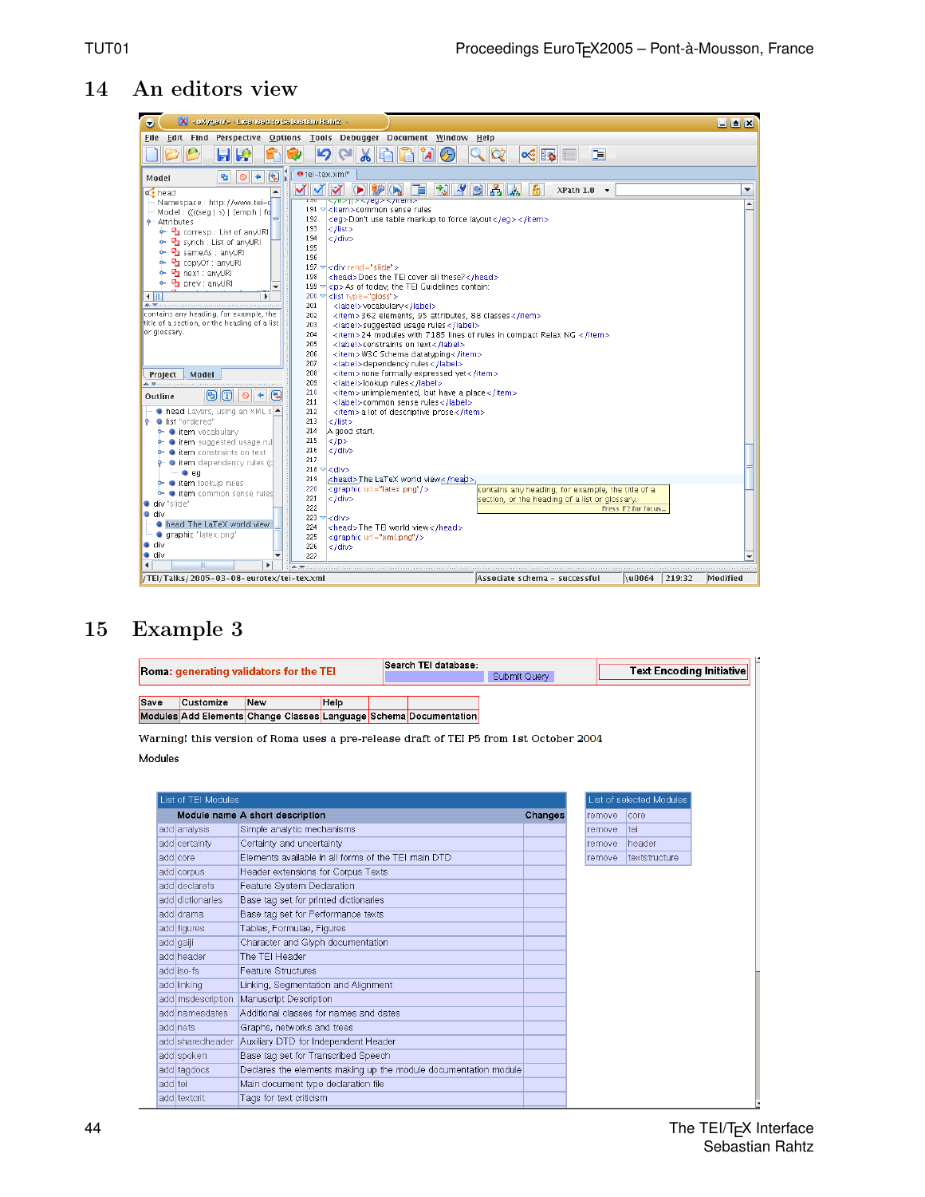## 14 An editors view

## 15 Example 3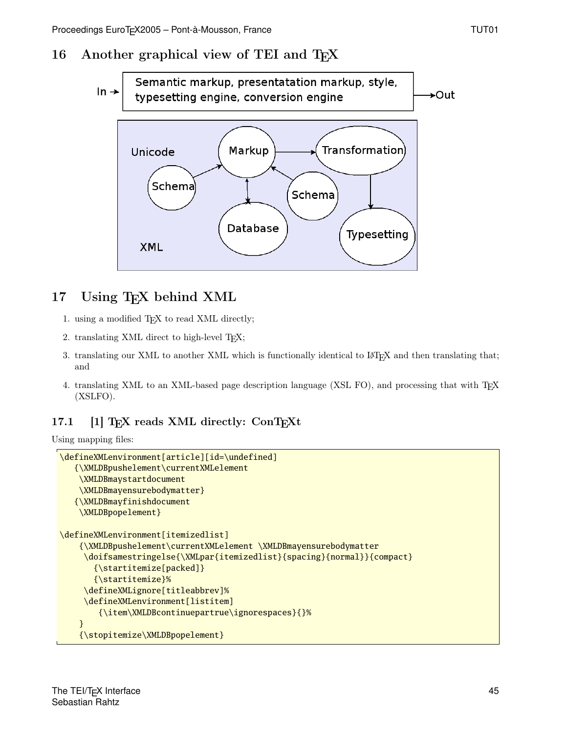## 16 Another graphical view of TEI and TeX

In → Semantic markup, presentatation markup, style, typesetting engine, conversion engine → Out

Unicode

Schema → Markup → Transformation → Typesetting

Schema → Markup

Markup ↔ Database

XML

## 17 Using TeX behind XML

1. using a modified TeX to read XML directly;
2. translating XML direct to high-level TeX;
3. translating our XML to another XML which is functionally identical to LaTeX and then translating that; and
4. translating XML to an XML-based page description language (XSL FO), and processing that with TeX (XSLFO).

### 17.1 [1] TeX reads XML directly: ConTeXt

Using mapping files:

```
\defineXMLenvironment[article][id=\undefined]
   {\XMLDBpushelement\currentXMLelement
    \XMLDBmaystartdocument
    \XMLDBmayensurebodymatter}
   {\XMLDBmayfinishdocument
    \XMLDBpopelement}

\defineXMLenvironment[itemizedlist]
    {\XMLDBpushelement\currentXMLelement \XMLDBmayensurebodymatter
     \doifsamestringelse{\XMLpar{itemizedlist}{spacing}{normal}}{compact}
       {\startitemize[packed]}
       {\startitemize}%
     \defineXMLignore[titleabbrev]%
     \defineXMLenvironment[listitem]
        {\item\XMLDBcontinuepartrue\ignorespaces}{}%
    }
    {\stopitemize\XMLDBpopelement}
```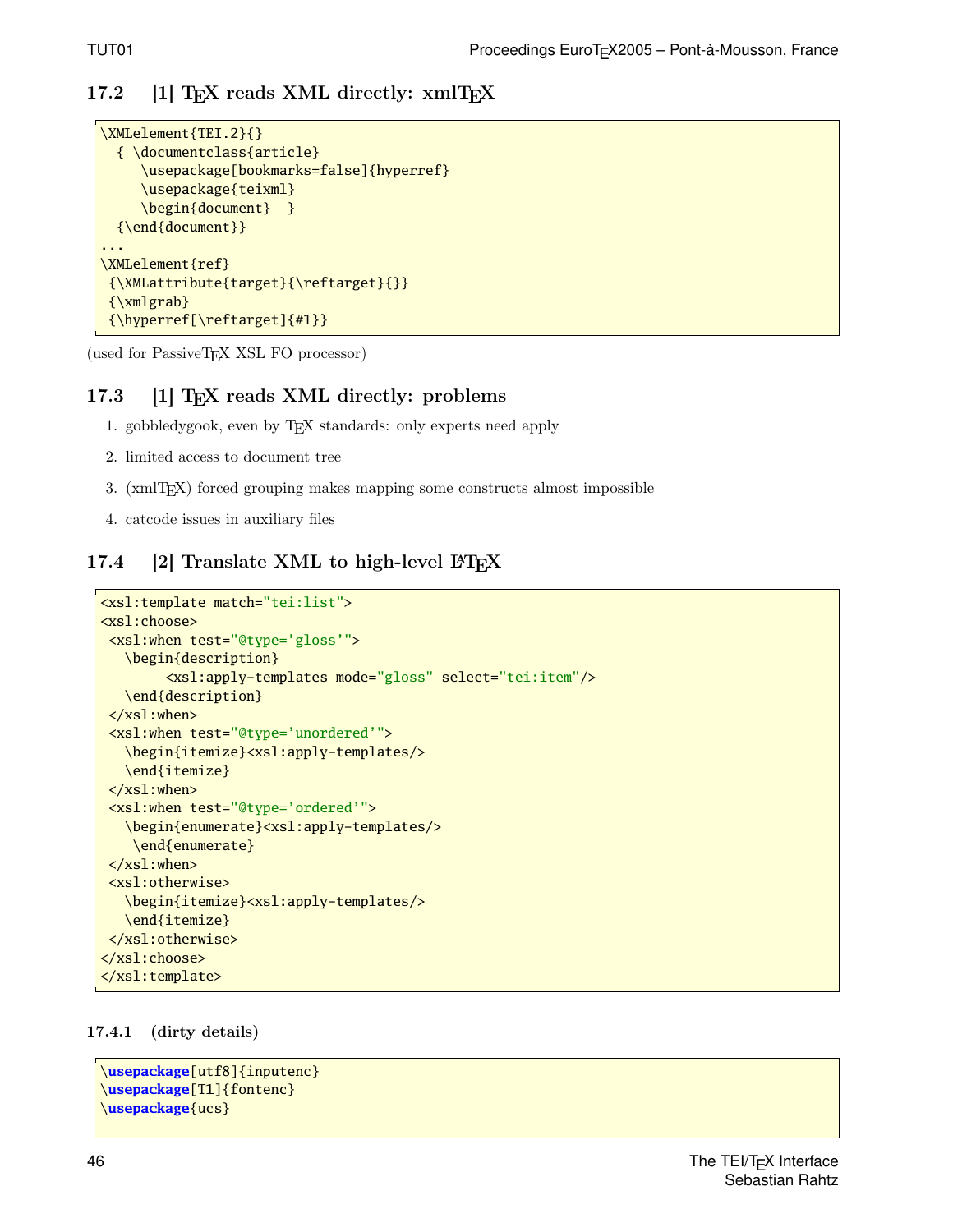### 17.2 [1] TEX reads XML directly: xmlTEX

```
\XMLelement{TEI.2}{}
  { \documentclass{article}
     \usepackage[bookmarks=false]{hyperref}
     \usepackage{teixml}
     \begin{document}  }
  {\end{document}}
...
\XMLelement{ref}
 {\XMLattribute{target}{\reftarget}{}}
 {\xmlgrab}
 {\hyperref[\reftarget]{#1}}
```

(used for PassiveTEX XSL FO processor)

### 17.3 [1] TEX reads XML directly: problems

1. gobbledygook, even by TEX standards: only experts need apply
2. limited access to document tree
3. (xmlTEX) forced grouping makes mapping some constructs almost impossible
4. catcode issues in auxiliary files

### 17.4 [2] Translate XML to high-level LATEX

```
<xsl:template match="tei:list">
<xsl:choose>
 <xsl:when test="@type='gloss'">
   \begin{description}
        <xsl:apply-templates mode="gloss" select="tei:item"/>
   \end{description}
 </xsl:when>
 <xsl:when test="@type='unordered'">
   \begin{itemize}<xsl:apply-templates/>
   \end{itemize}
 </xsl:when>
 <xsl:when test="@type='ordered'">
   \begin{enumerate}<xsl:apply-templates/>
    \end{enumerate}
 </xsl:when>
 <xsl:otherwise>
   \begin{itemize}<xsl:apply-templates/>
   \end{itemize}
 </xsl:otherwise>
</xsl:choose>
</xsl:template>
```

#### 17.4.1 (dirty details)

```
\usepackage[utf8]{inputenc}
\usepackage[T1]{fontenc}
\usepackage{ucs}
```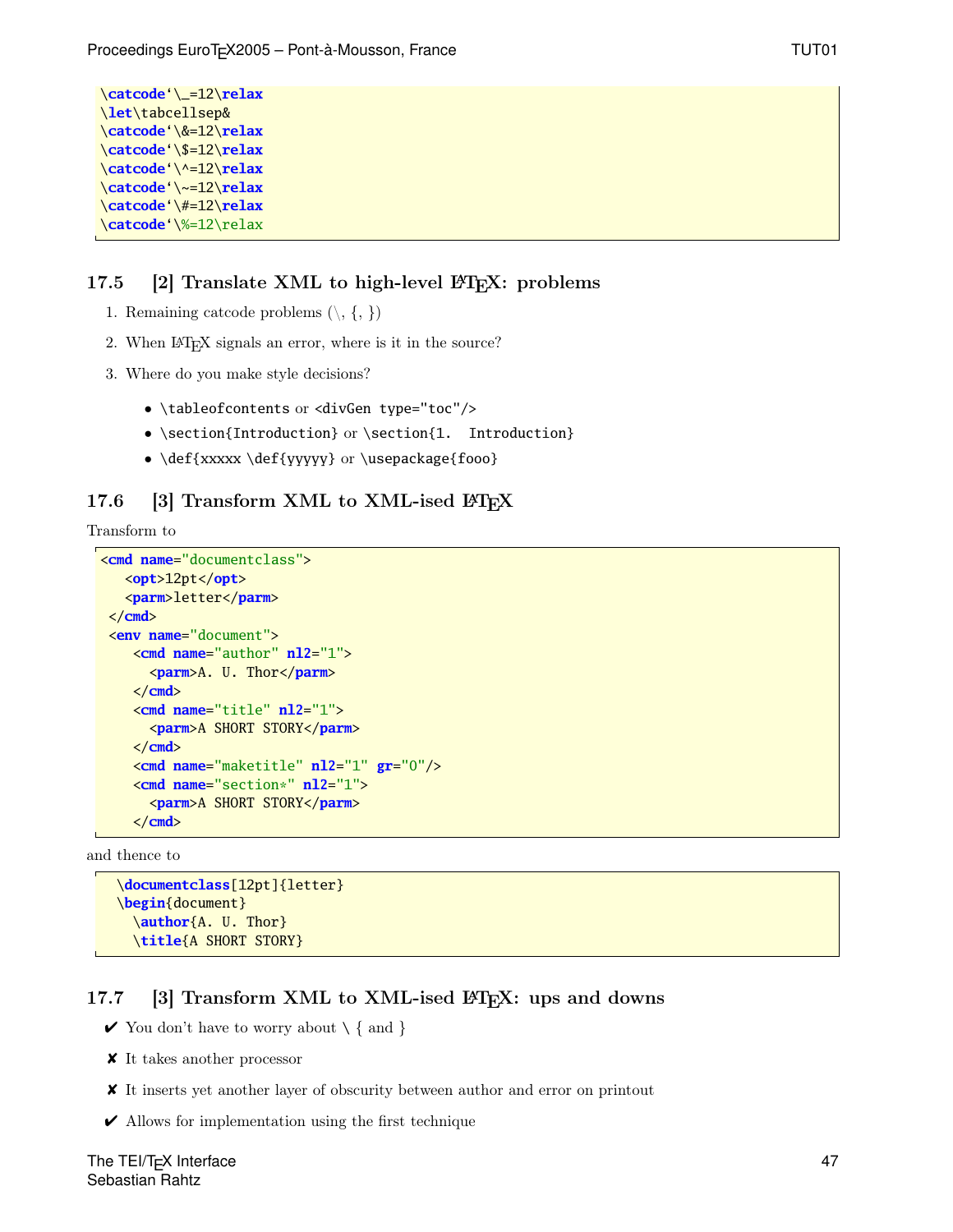```
\catcode`\_=12\relax
\let\tabcellsep&
\catcode`\&=12\relax
\catcode`\$=12\relax
\catcode`\^=12\relax
\catcode`\~=12\relax
\catcode`\#=12\relax
\catcode`\%=12\relax
```

## 17.5 [2] Translate XML to high-level LaTeX: problems

1. Remaining catcode problems (\, {, })
2. When LaTeX signals an error, where is it in the source?
3. Where do you make style decisions?
   - `\tableofcontents` or `<divGen type="toc"/>`
   - `\section{Introduction}` or `\section{1.  Introduction}`
   - `\def{xxxxx \def{yyyyy}` or `\usepackage{fooo}`

## 17.6 [3] Transform XML to XML-ised LaTeX

Transform to

```
<cmd name="documentclass">
   <opt>12pt</opt>
   <parm>letter</parm>
 </cmd>
 <env name="document">
    <cmd name="author" nl2="1">
      <parm>A. U. Thor</parm>
    </cmd>
    <cmd name="title" nl2="1">
      <parm>A SHORT STORY</parm>
    </cmd>
    <cmd name="maketitle" nl2="1" gr="0"/>
    <cmd name="section*" nl2="1">
      <parm>A SHORT STORY</parm>
    </cmd>
```

and thence to

```
  \documentclass[12pt]{letter}
  \begin{document}
    \author{A. U. Thor}
    \title{A SHORT STORY}
```

## 17.7 [3] Transform XML to XML-ised LaTeX: ups and downs

✔ You don't have to worry about \ { and }

✘ It takes another processor

✘ It inserts yet another layer of obscurity between author and error on printout

✔ Allows for implementation using the first technique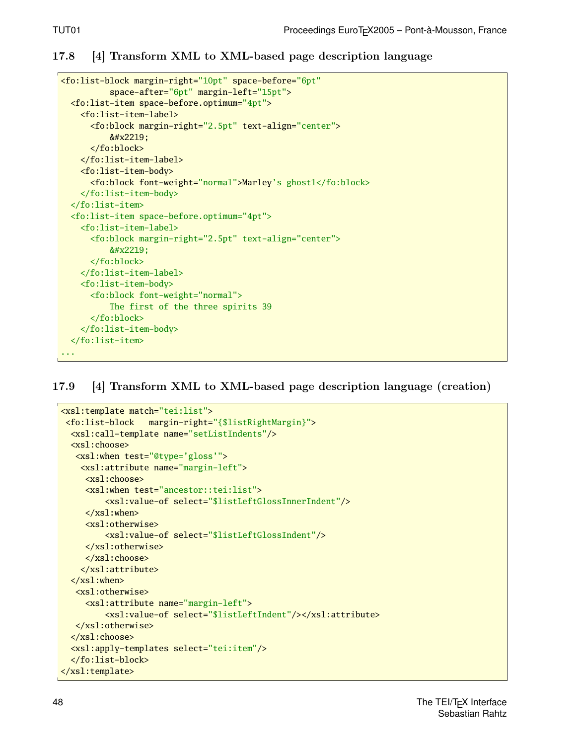### 17.8 [4] Transform XML to XML-based page description language

```
<fo:list-block margin-right="10pt" space-before="6pt"
          space-after="6pt" margin-left="15pt">
  <fo:list-item space-before.optimum="4pt">
    <fo:list-item-label>
      <fo:block margin-right="2.5pt" text-align="center">
          &#x2219;
      </fo:block>
    </fo:list-item-label>
    <fo:list-item-body>
      <fo:block font-weight="normal">Marley's ghost1</fo:block>
    </fo:list-item-body>
  </fo:list-item>
  <fo:list-item space-before.optimum="4pt">
    <fo:list-item-label>
      <fo:block margin-right="2.5pt" text-align="center">
          &#x2219;
      </fo:block>
    </fo:list-item-label>
    <fo:list-item-body>
      <fo:block font-weight="normal">
          The first of the three spirits 39
      </fo:block>
    </fo:list-item-body>
  </fo:list-item>
...
```

### 17.9 [4] Transform XML to XML-based page description language (creation)

```
<xsl:template match="tei:list">
 <fo:list-block   margin-right="{$listRightMargin}">
  <xsl:call-template name="setListIndents"/>
  <xsl:choose>
   <xsl:when test="@type='gloss'">
    <xsl:attribute name="margin-left">
     <xsl:choose>
     <xsl:when test="ancestor::tei:list">
         <xsl:value-of select="$listLeftGlossInnerIndent"/>
     </xsl:when>
     <xsl:otherwise>
         <xsl:value-of select="$listLeftGlossIndent"/>
     </xsl:otherwise>
     </xsl:choose>
    </xsl:attribute>
  </xsl:when>
   <xsl:otherwise>
     <xsl:attribute name="margin-left">
         <xsl:value-of select="$listLeftIndent"/></xsl:attribute>
   </xsl:otherwise>
  </xsl:choose>
  <xsl:apply-templates select="tei:item"/>
  </fo:list-block>
</xsl:template>
```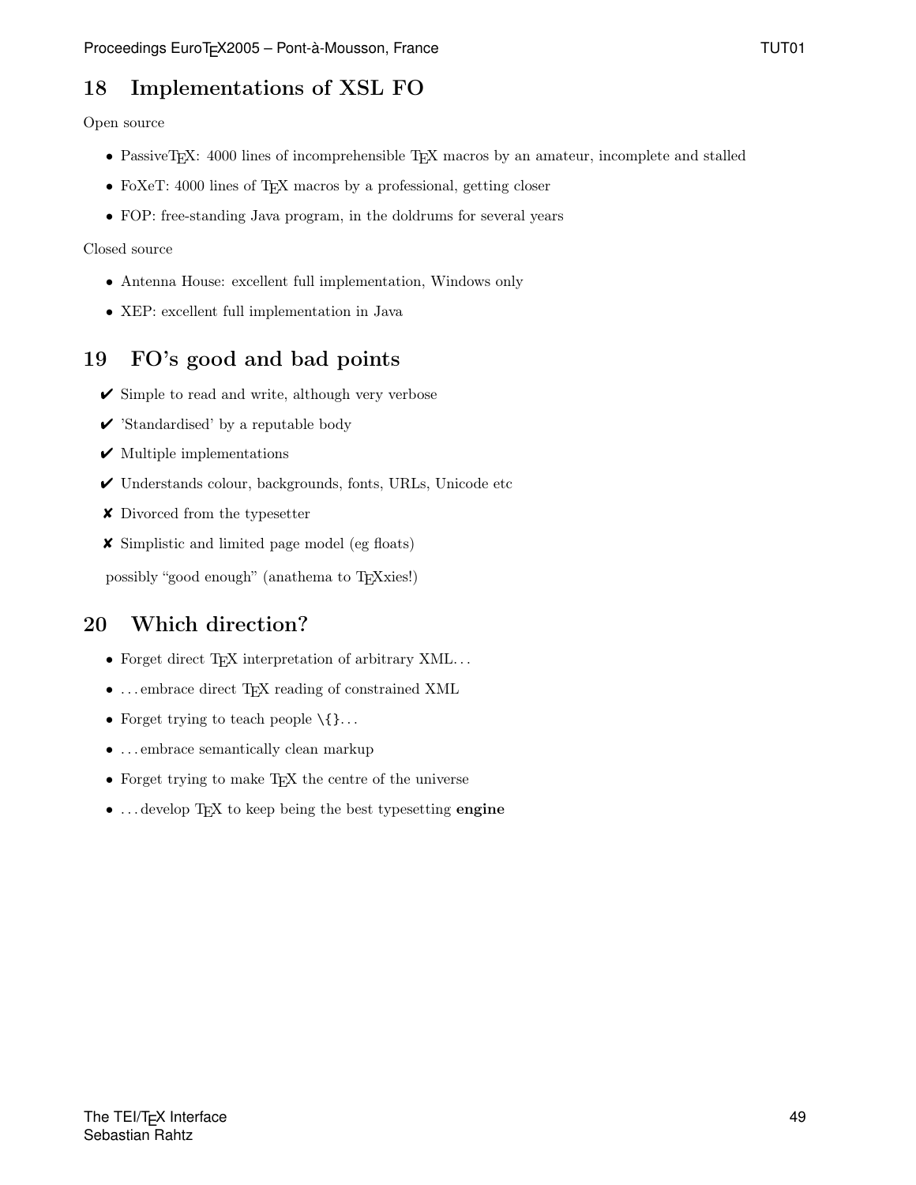## 18 Implementations of XSL FO

Open source

- PassiveTeX: 4000 lines of incomprehensible TeX macros by an amateur, incomplete and stalled
- FoXeT: 4000 lines of TeX macros by a professional, getting closer
- FOP: free-standing Java program, in the doldrums for several years

Closed source

- Antenna House: excellent full implementation, Windows only
- XEP: excellent full implementation in Java

## 19 FO's good and bad points

- ✔ Simple to read and write, although very verbose
- ✔ 'Standardised' by a reputable body
- ✔ Multiple implementations
- ✔ Understands colour, backgrounds, fonts, URLs, Unicode etc
- ✘ Divorced from the typesetter
- ✘ Simplistic and limited page model (eg floats)

possibly "good enough" (anathema to TeXxies!)

## 20 Which direction?

- Forget direct TeX interpretation of arbitrary XML…
- …embrace direct TeX reading of constrained XML
- Forget trying to teach people \{}…
- …embrace semantically clean markup
- Forget trying to make TeX the centre of the universe
- …develop TeX to keep being the best typesetting **engine**